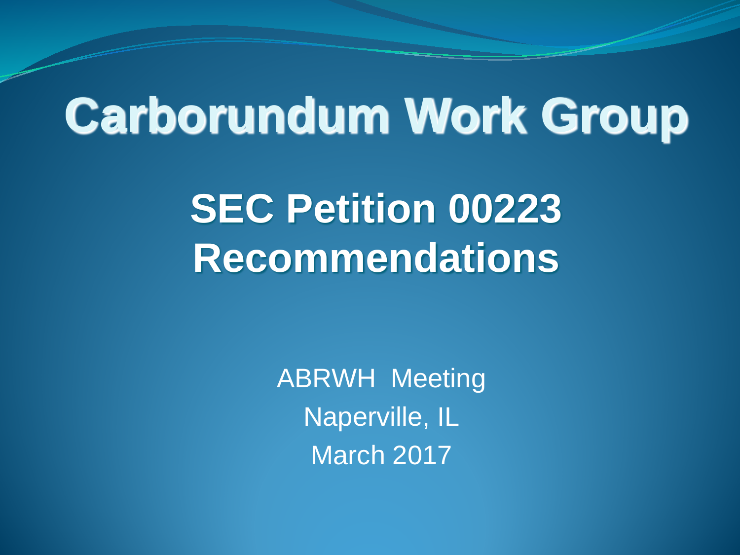# Carborundum Work Group

## SEC Petition 00223 Recommendations

ABRWH Meeting

Naperville, IL

March 2017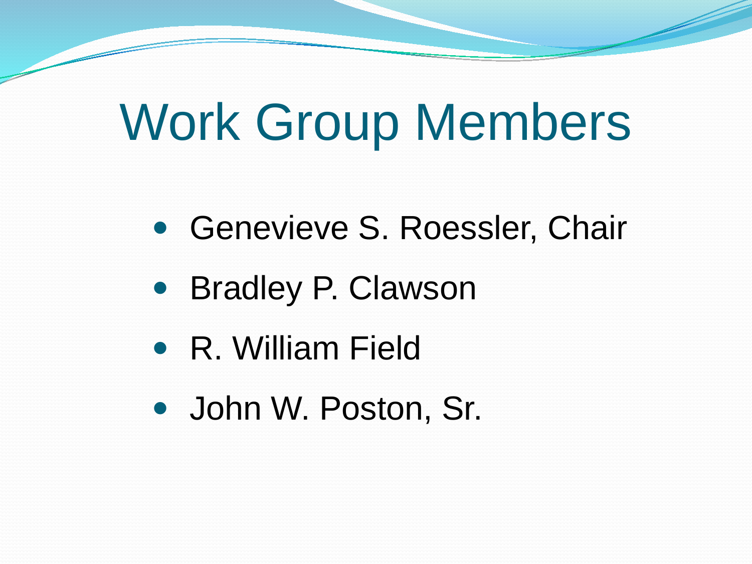# Work Group Members

- Genevieve S. Roessler, Chair
- Bradley P. Clawson
- R. William Field
- John W. Poston, Sr.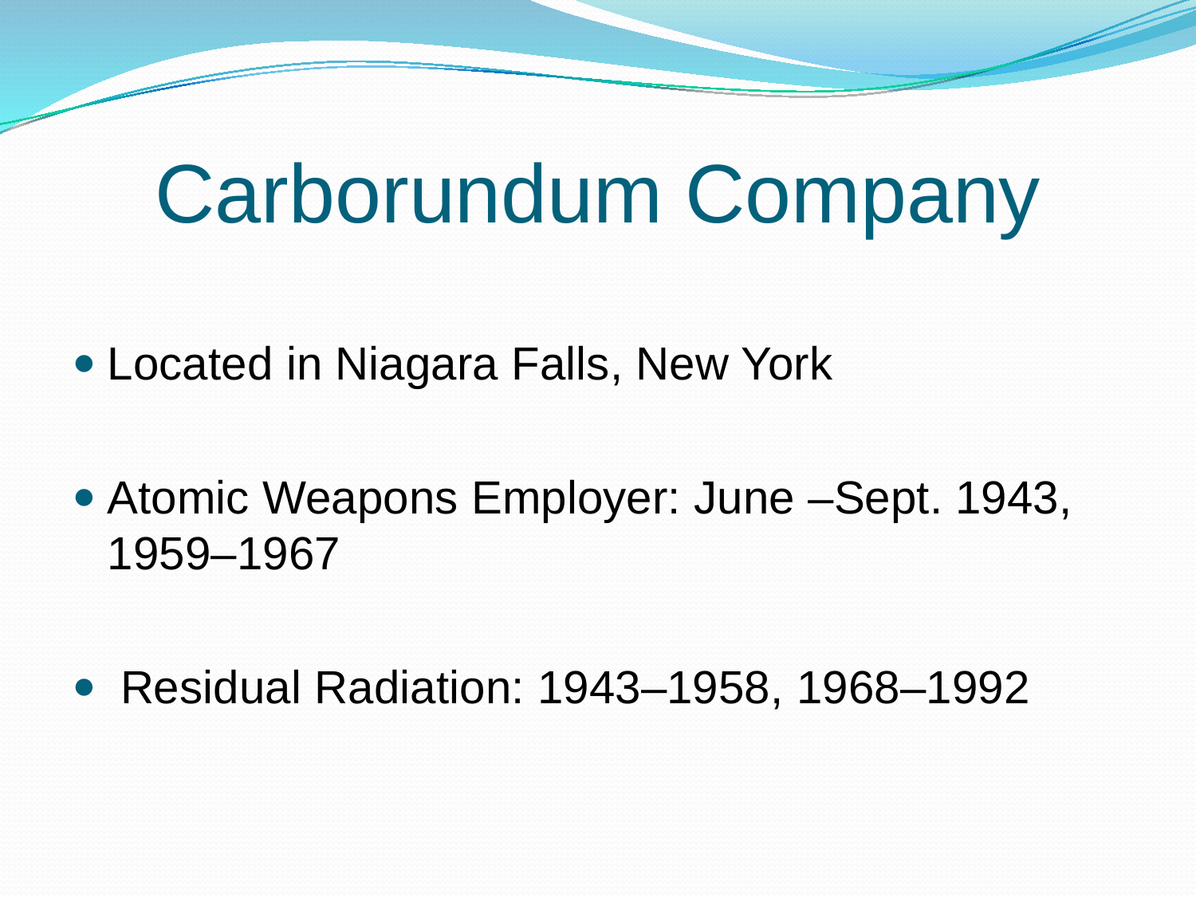# Carborundum Company

- Located in Niagara Falls, New York
- Atomic Weapons Employer: June –Sept. 1943, 1959–1967
- Residual Radiation: 1943–1958, 1968–1992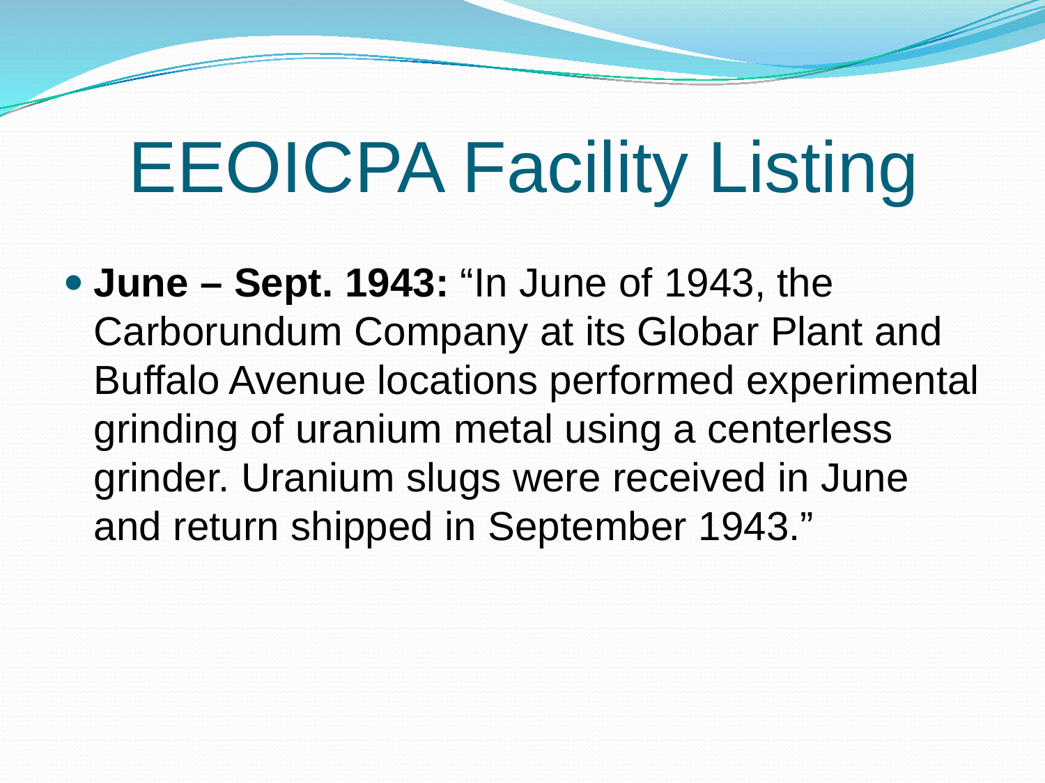# EEOICPA Facility Listing

- **June – Sept. 1943:** “In June of 1943, the Carborundum Company at its Globar Plant and Buffalo Avenue locations performed experimental grinding of uranium metal using a centerless grinder. Uranium slugs were received in June and return shipped in September 1943.”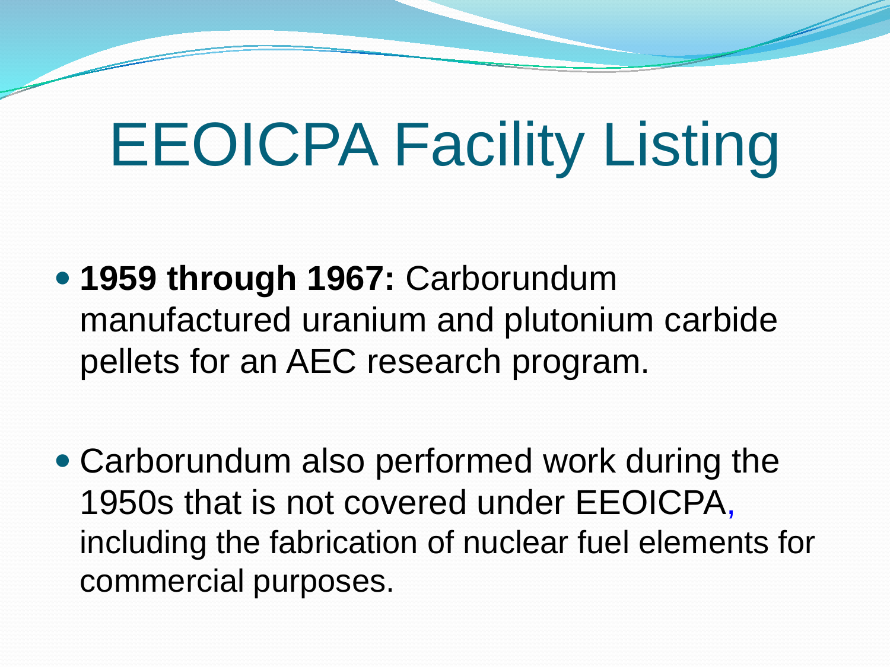# EEOICPA Facility Listing

- **1959 through 1967:** Carborundum manufactured uranium and plutonium carbide pellets for an AEC research program.

- Carborundum also performed work during the 1950s that is not covered under EEOICPA, including the fabrication of nuclear fuel elements for commercial purposes.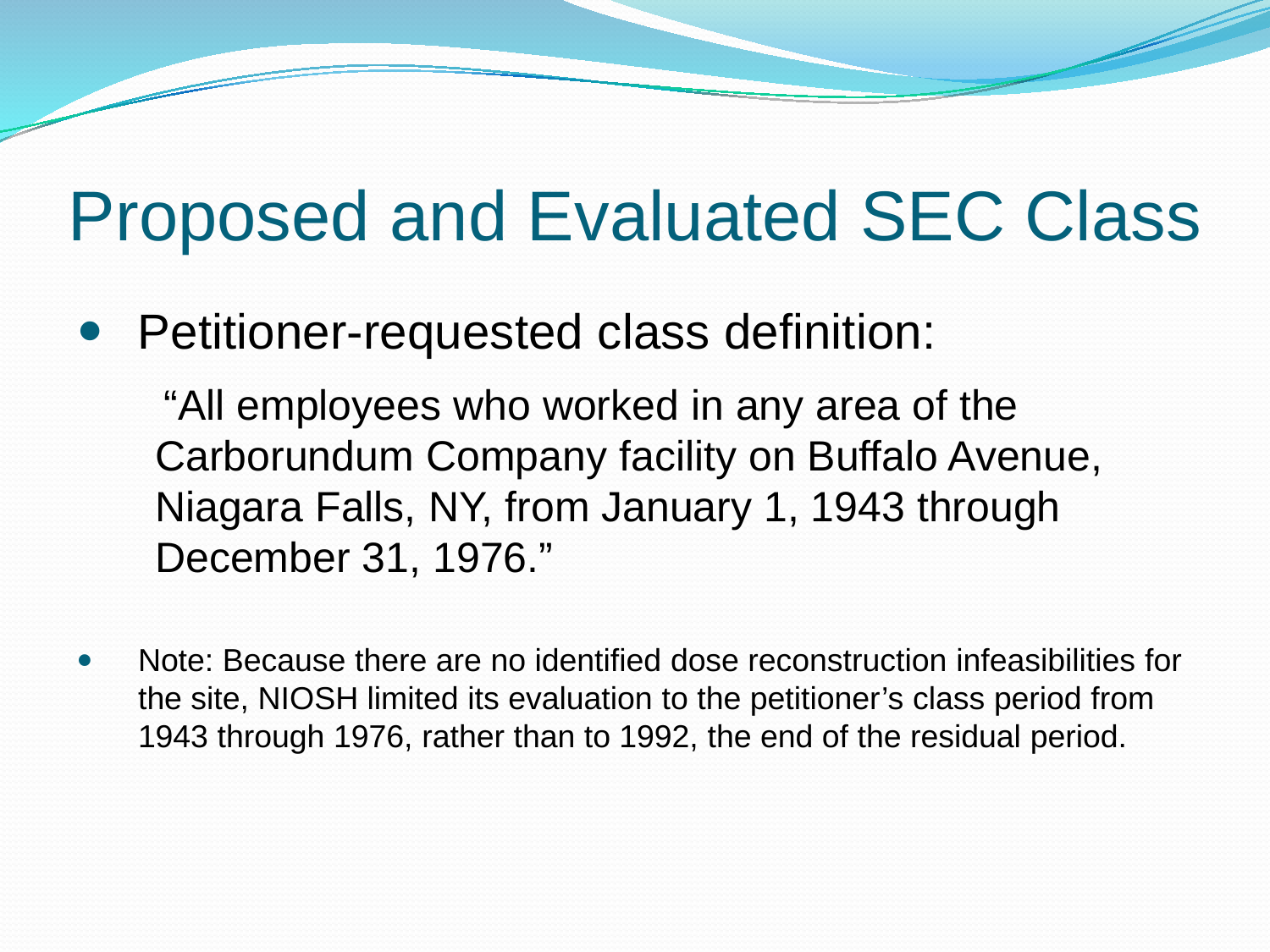# Proposed and Evaluated SEC Class

- Petitioner-requested class definition:

  "All employees who worked in any area of the Carborundum Company facility on Buffalo Avenue, Niagara Falls, NY, from January 1, 1943 through December 31, 1976."

- Note: Because there are no identified dose reconstruction infeasibilities for the site, NIOSH limited its evaluation to the petitioner's class period from 1943 through 1976, rather than to 1992, the end of the residual period.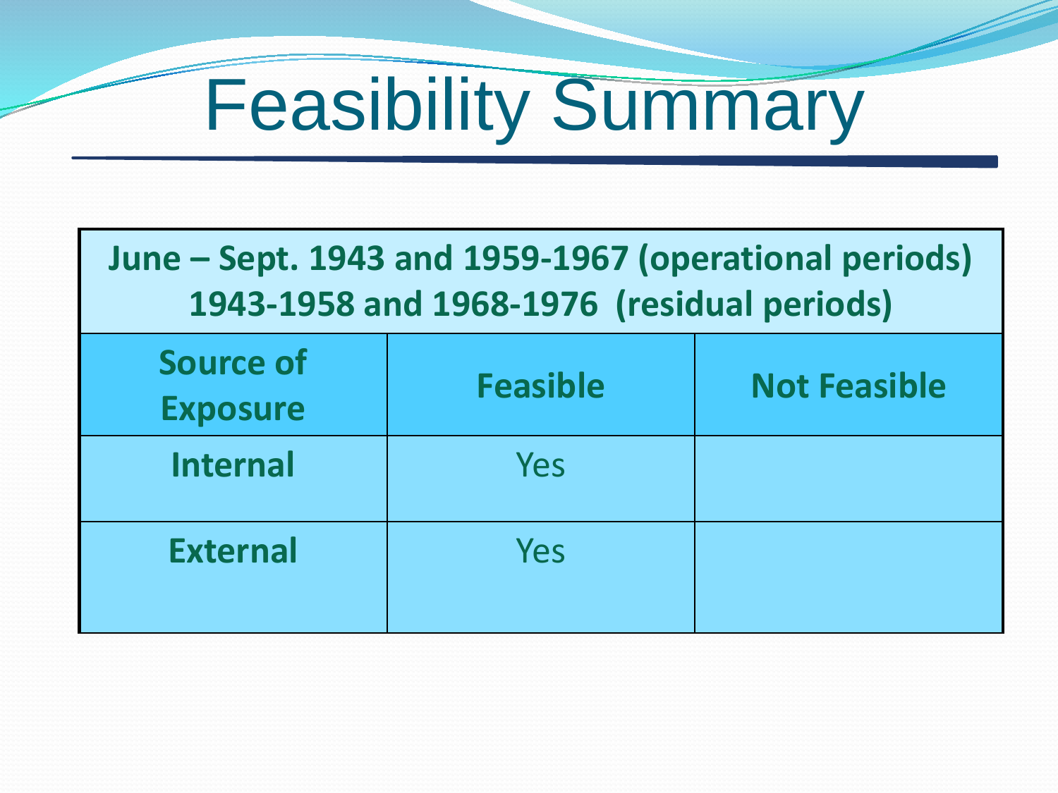# Feasibility Summary

| June – Sept. 1943 and 1959-1967 (operational periods) 1943-1958 and 1968-1976 (residual periods) | | |
|---|---|---|
| **Source of Exposure** | **Feasible** | **Not Feasible** |
| **Internal** | Yes | |
| **External** | Yes | |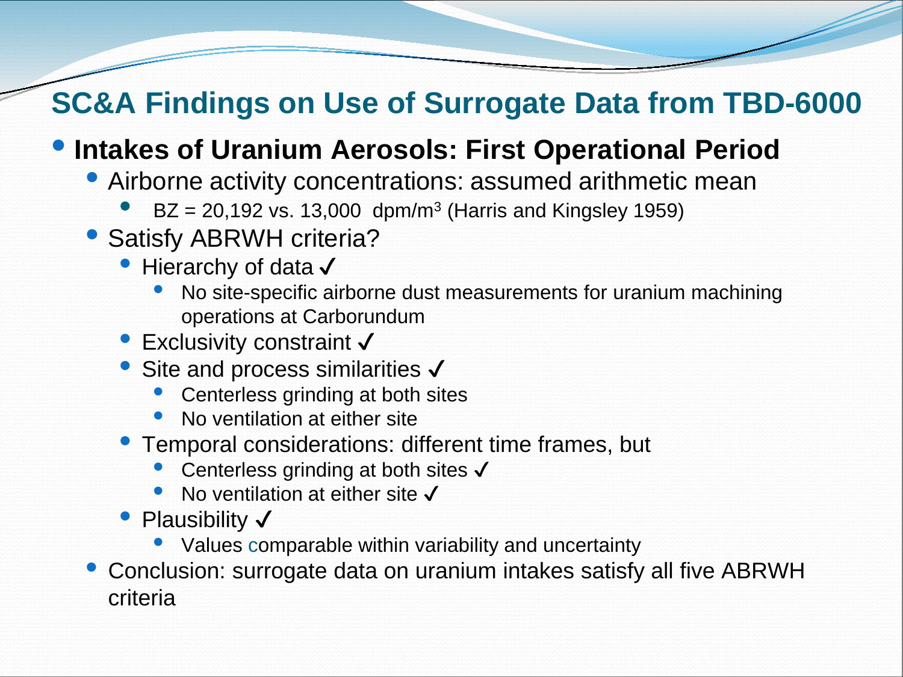# SC&A Findings on Use of Surrogate Data from TBD-6000

- **Intakes of Uranium Aerosols: First Operational Period**
  - Airborne activity concentrations: assumed arithmetic mean
    - BZ = 20,192 vs. 13,000 dpm/$m^3$ (Harris and Kingsley 1959)
  - Satisfy ABRWH criteria?
    - Hierarchy of data ✓
      - No site-specific airborne dust measurements for uranium machining operations at Carborundum
    - Exclusivity constraint ✓
    - Site and process similarities ✓
      - Centerless grinding at both sites
      - No ventilation at either site
    - Temporal considerations: different time frames, but
      - Centerless grinding at both sites ✓
      - No ventilation at either site ✓
    - Plausibility ✓
      - Values comparable within variability and uncertainty
  - Conclusion: surrogate data on uranium intakes satisfy all five ABRWH criteria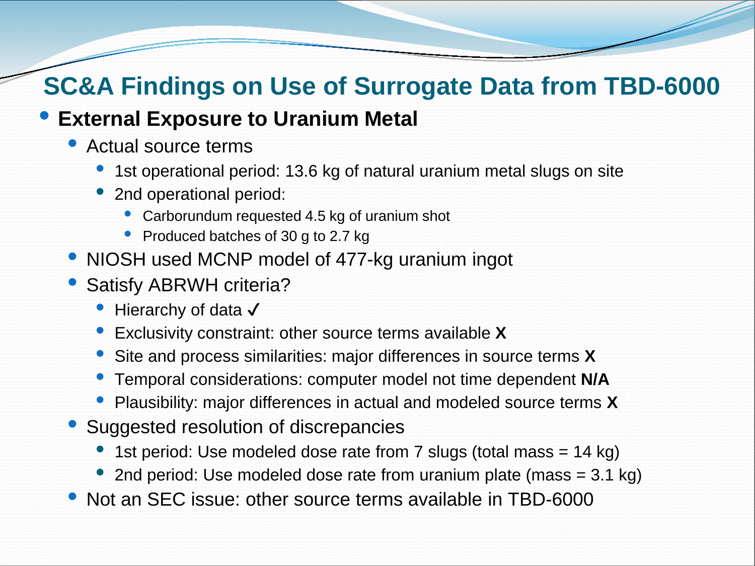# SC&A Findings on Use of Surrogate Data from TBD-6000

- **External Exposure to Uranium Metal**
  - Actual source terms
    - 1st operational period: 13.6 kg of natural uranium metal slugs on site
    - 2nd operational period:
      - Carborundum requested 4.5 kg of uranium shot
      - Produced batches of 30 g to 2.7 kg
  - NIOSH used MCNP model of 477-kg uranium ingot
  - Satisfy ABRWH criteria?
    - Hierarchy of data ✓
    - Exclusivity constraint: other source terms available **X**
    - Site and process similarities: major differences in source terms **X**
    - Temporal considerations: computer model not time dependent **N/A**
    - Plausibility: major differences in actual and modeled source terms **X**
  - Suggested resolution of discrepancies
    - 1st period: Use modeled dose rate from 7 slugs (total mass = 14 kg)
    - 2nd period: Use modeled dose rate from uranium plate (mass = 3.1 kg)
  - Not an SEC issue: other source terms available in TBD-6000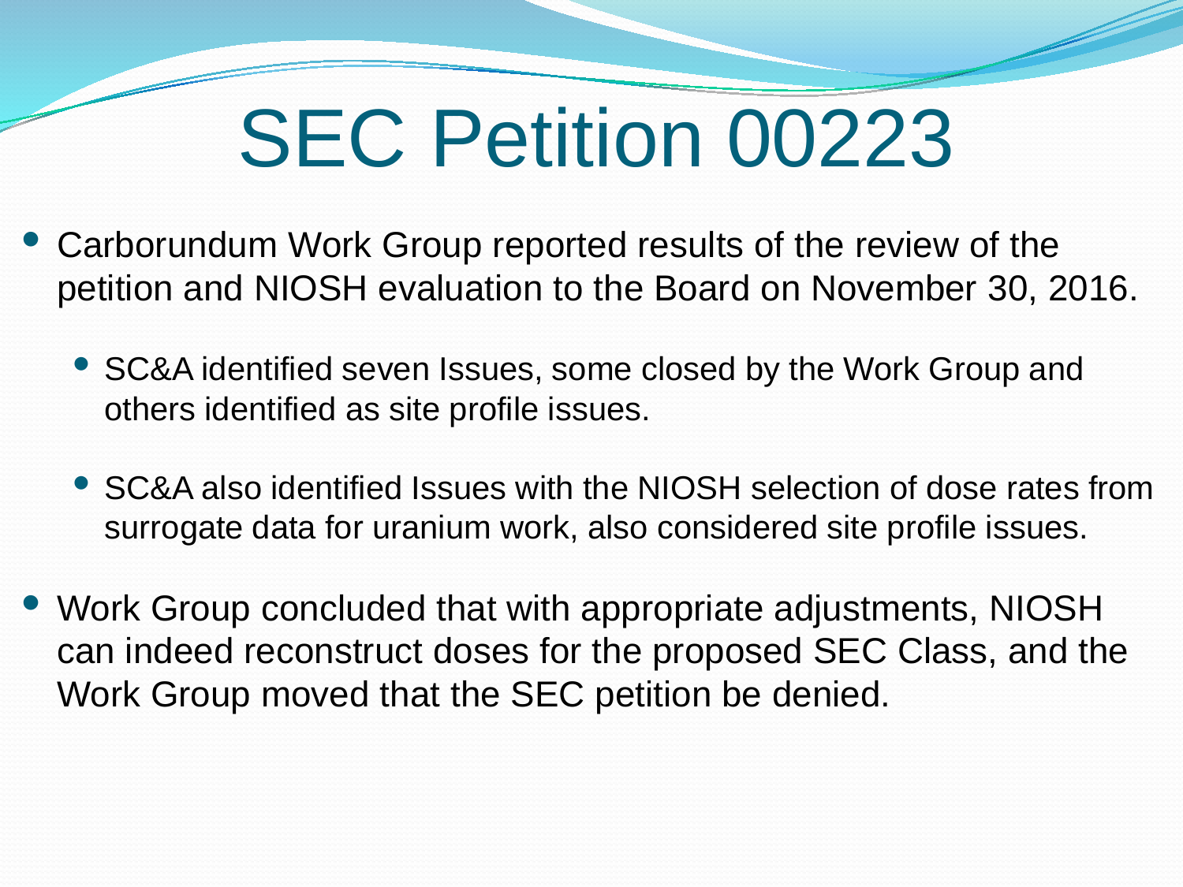# SEC Petition 00223

- Carborundum Work Group reported results of the review of the petition and NIOSH evaluation to the Board on November 30, 2016.
  - SC&A identified seven Issues, some closed by the Work Group and others identified as site profile issues.
  - SC&A also identified Issues with the NIOSH selection of dose rates from surrogate data for uranium work, also considered site profile issues.
- Work Group concluded that with appropriate adjustments, NIOSH can indeed reconstruct doses for the proposed SEC Class, and the Work Group moved that the SEC petition be denied.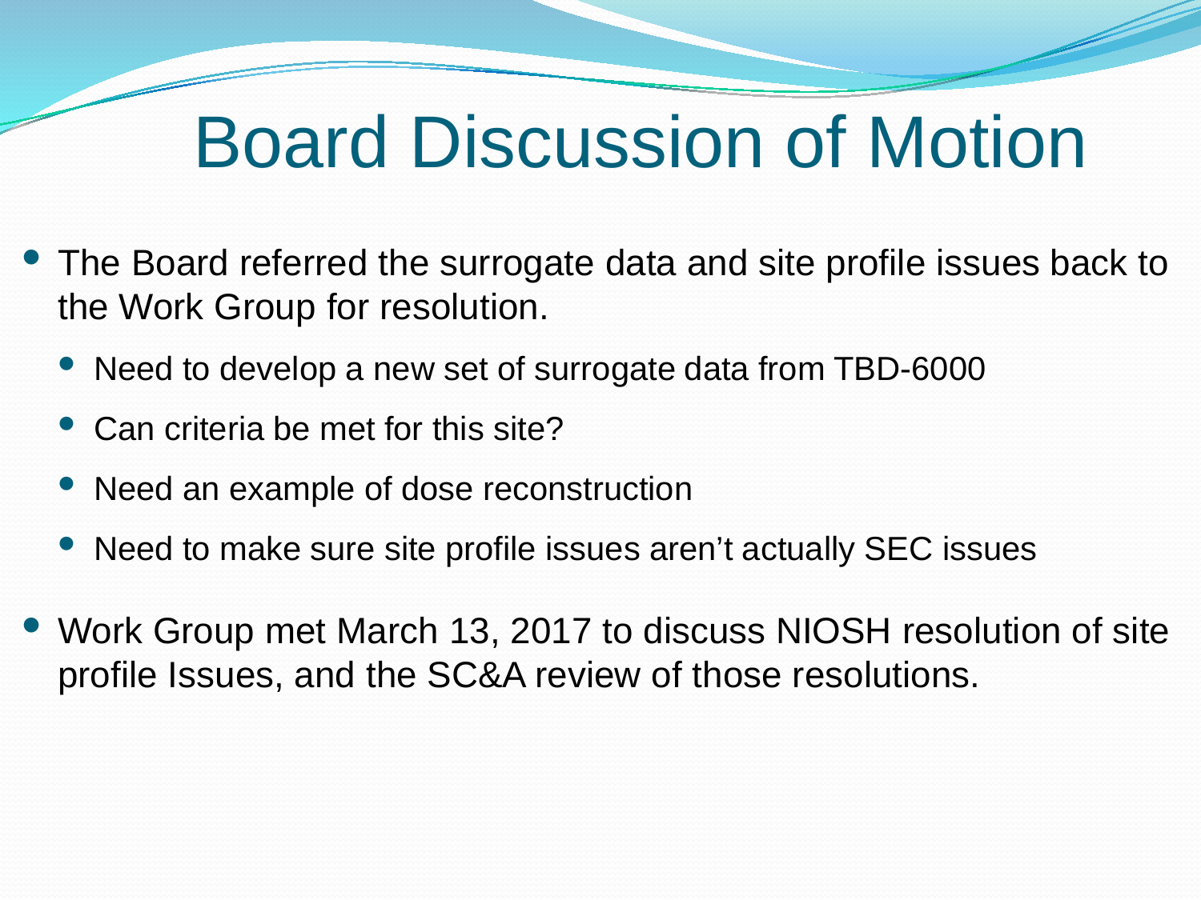# Board Discussion of Motion

- The Board referred the surrogate data and site profile issues back to the Work Group for resolution.
  - Need to develop a new set of surrogate data from TBD-6000
  - Can criteria be met for this site?
  - Need an example of dose reconstruction
  - Need to make sure site profile issues aren't actually SEC issues
- Work Group met March 13, 2017 to discuss NIOSH resolution of site profile Issues, and the SC&A review of those resolutions.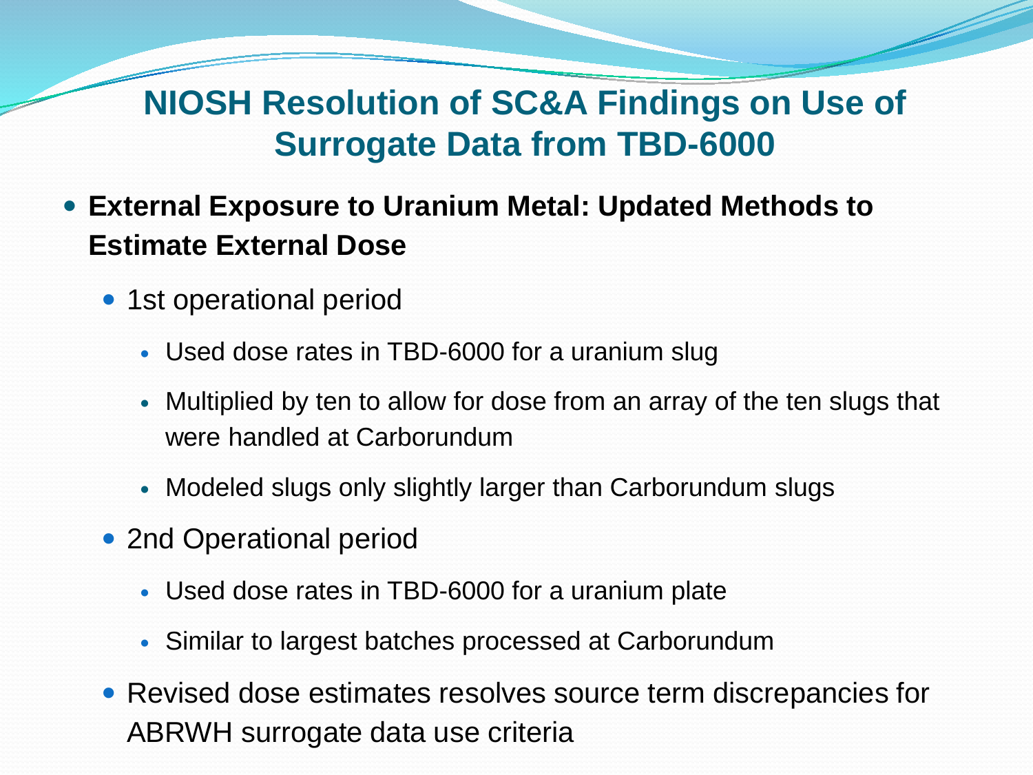# NIOSH Resolution of SC&A Findings on Use of Surrogate Data from TBD-6000

- **External Exposure to Uranium Metal: Updated Methods to Estimate External Dose**
  - 1st operational period
    - Used dose rates in TBD-6000 for a uranium slug
    - Multiplied by ten to allow for dose from an array of the ten slugs that were handled at Carborundum
    - Modeled slugs only slightly larger than Carborundum slugs
  - 2nd Operational period
    - Used dose rates in TBD-6000 for a uranium plate
    - Similar to largest batches processed at Carborundum
  - Revised dose estimates resolves source term discrepancies for ABRWH surrogate data use criteria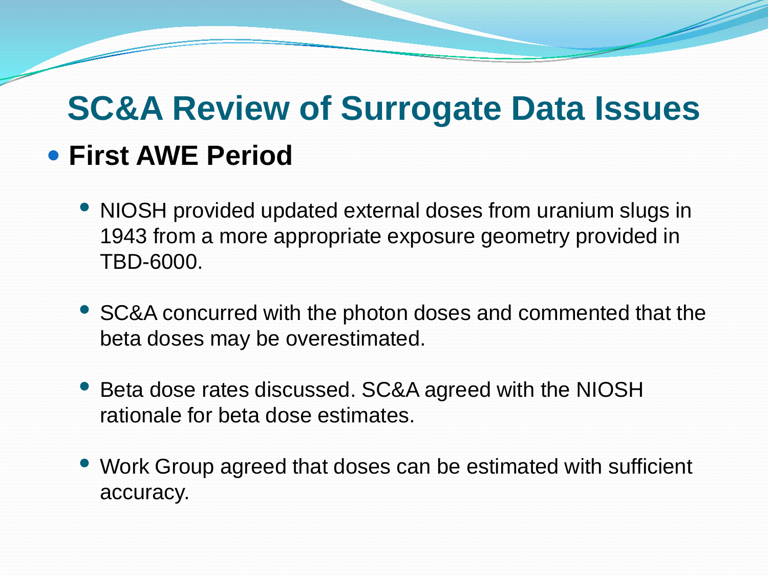# SC&A Review of Surrogate Data Issues

- **First AWE Period**
  - NIOSH provided updated external doses from uranium slugs in 1943 from a more appropriate exposure geometry provided in TBD-6000.
  - SC&A concurred with the photon doses and commented that the beta doses may be overestimated.
  - Beta dose rates discussed. SC&A agreed with the NIOSH rationale for beta dose estimates.
  - Work Group agreed that doses can be estimated with sufficient accuracy.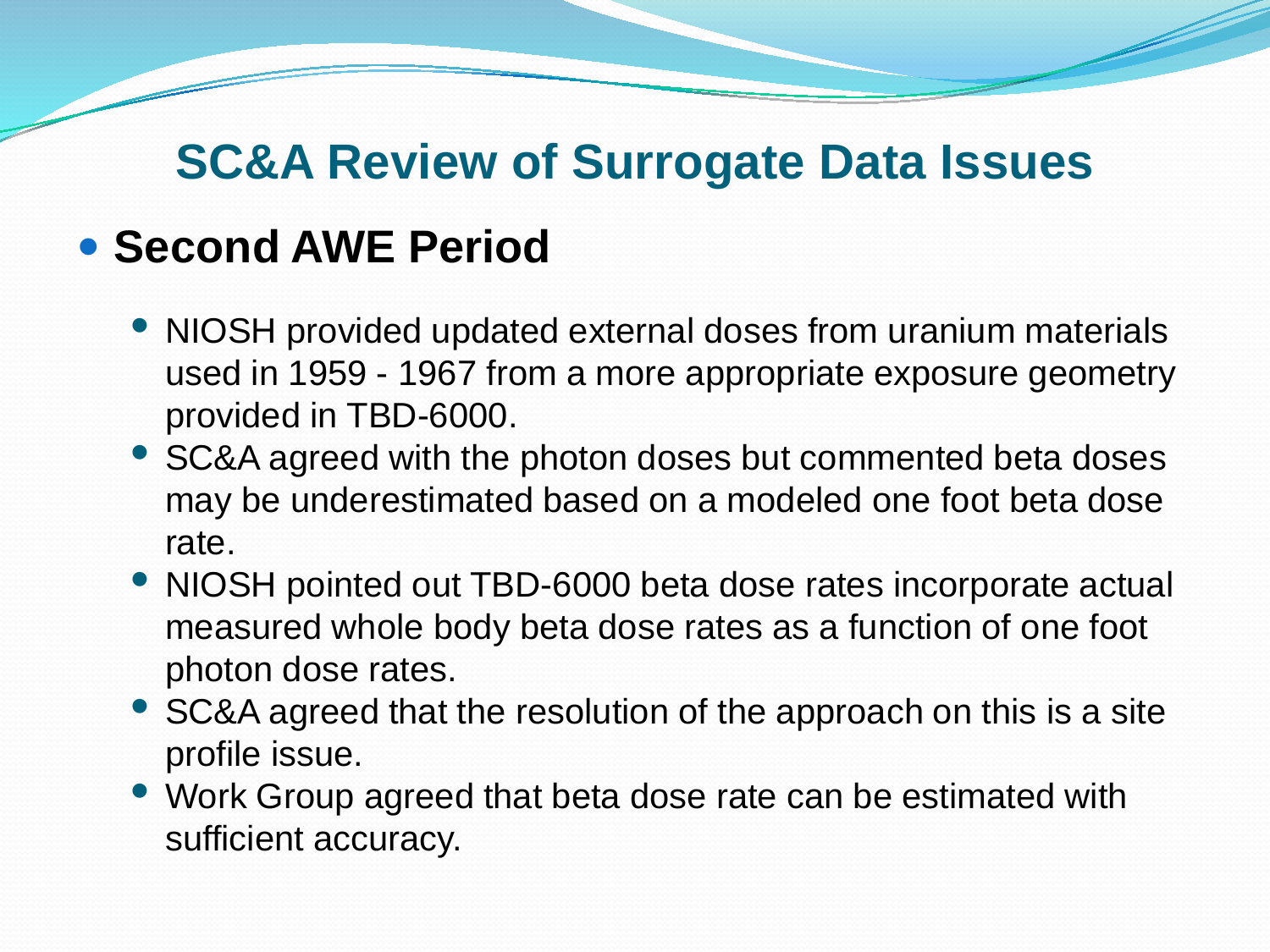# SC&A Review of Surrogate Data Issues

- **Second AWE Period**
  - NIOSH provided updated external doses from uranium materials used in 1959 - 1967 from a more appropriate exposure geometry provided in TBD-6000.
  - SC&A agreed with the photon doses but commented beta doses may be underestimated based on a modeled one foot beta dose rate.
  - NIOSH pointed out TBD-6000 beta dose rates incorporate actual measured whole body beta dose rates as a function of one foot photon dose rates.
  - SC&A agreed that the resolution of the approach on this is a site profile issue.
  - Work Group agreed that beta dose rate can be estimated with sufficient accuracy.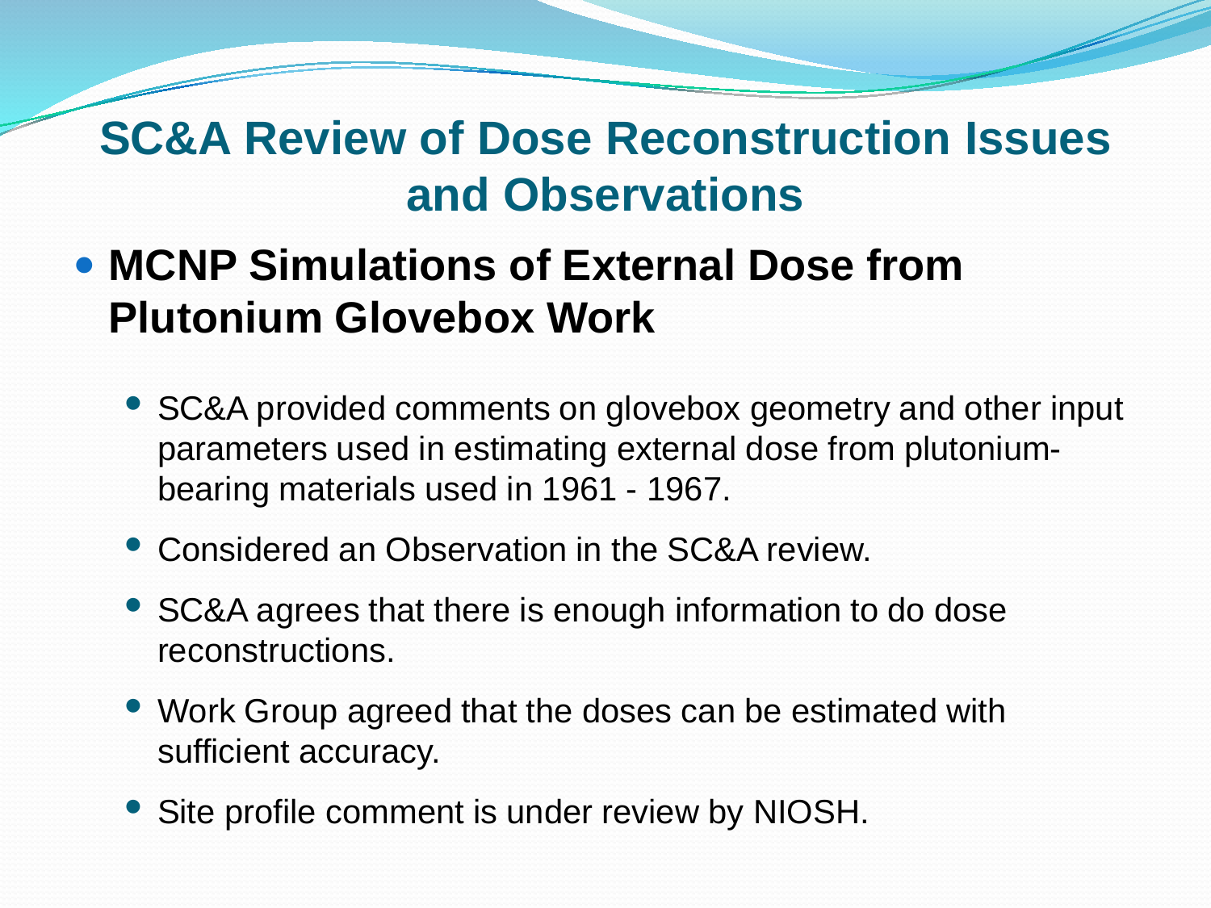# SC&A Review of Dose Reconstruction Issues and Observations

- **MCNP Simulations of External Dose from Plutonium Glovebox Work**
  - SC&A provided comments on glovebox geometry and other input parameters used in estimating external dose from plutonium-bearing materials used in 1961 - 1967.
  - Considered an Observation in the SC&A review.
  - SC&A agrees that there is enough information to do dose reconstructions.
  - Work Group agreed that the doses can be estimated with sufficient accuracy.
  - Site profile comment is under review by NIOSH.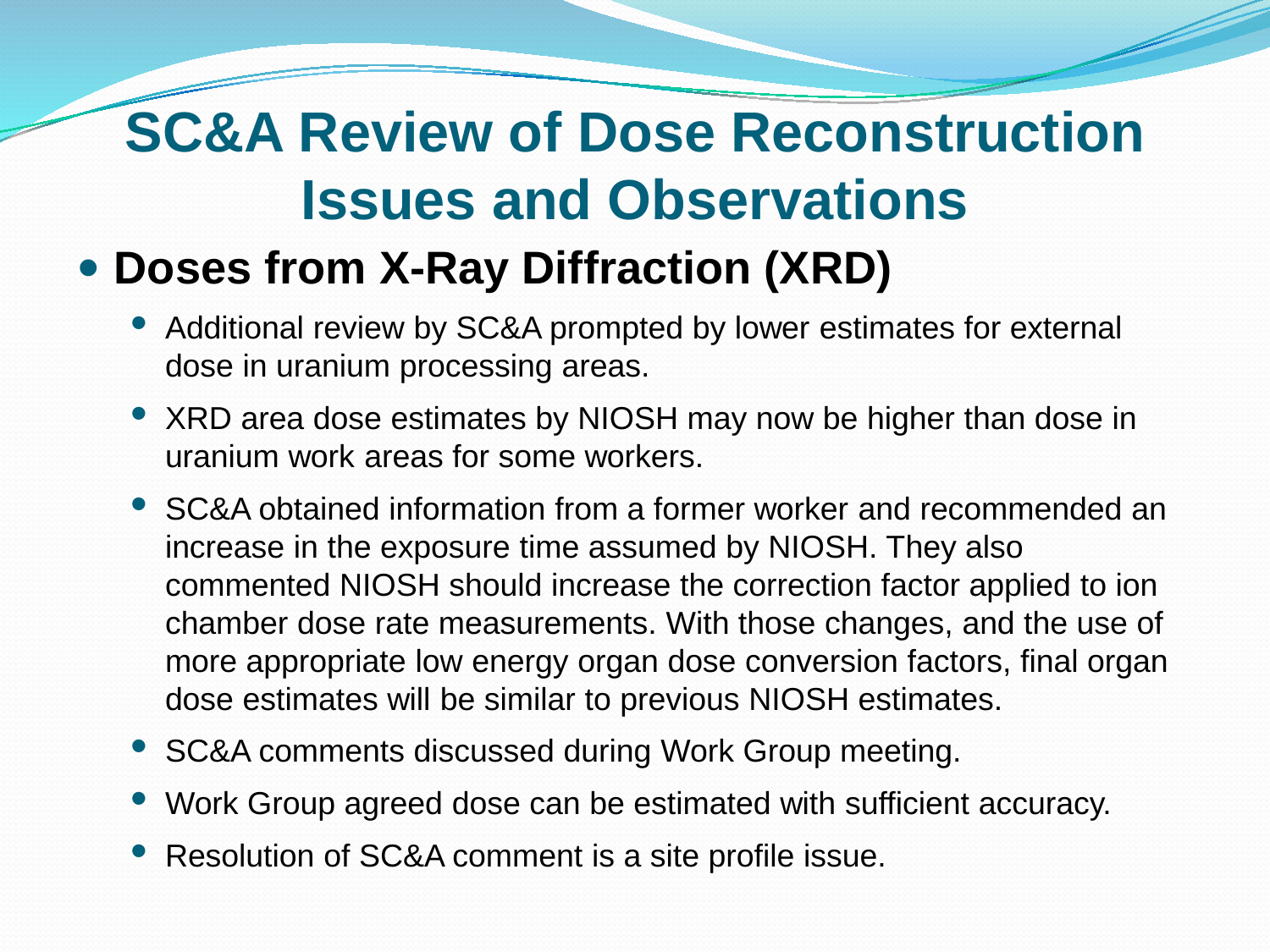# SC&A Review of Dose Reconstruction Issues and Observations

- **Doses from X-Ray Diffraction (XRD)**
  - Additional review by SC&A prompted by lower estimates for external dose in uranium processing areas.
  - XRD area dose estimates by NIOSH may now be higher than dose in uranium work areas for some workers.
  - SC&A obtained information from a former worker and recommended an increase in the exposure time assumed by NIOSH. They also commented NIOSH should increase the correction factor applied to ion chamber dose rate measurements. With those changes, and the use of more appropriate low energy organ dose conversion factors, final organ dose estimates will be similar to previous NIOSH estimates.
  - SC&A comments discussed during Work Group meeting.
  - Work Group agreed dose can be estimated with sufficient accuracy.
  - Resolution of SC&A comment is a site profile issue.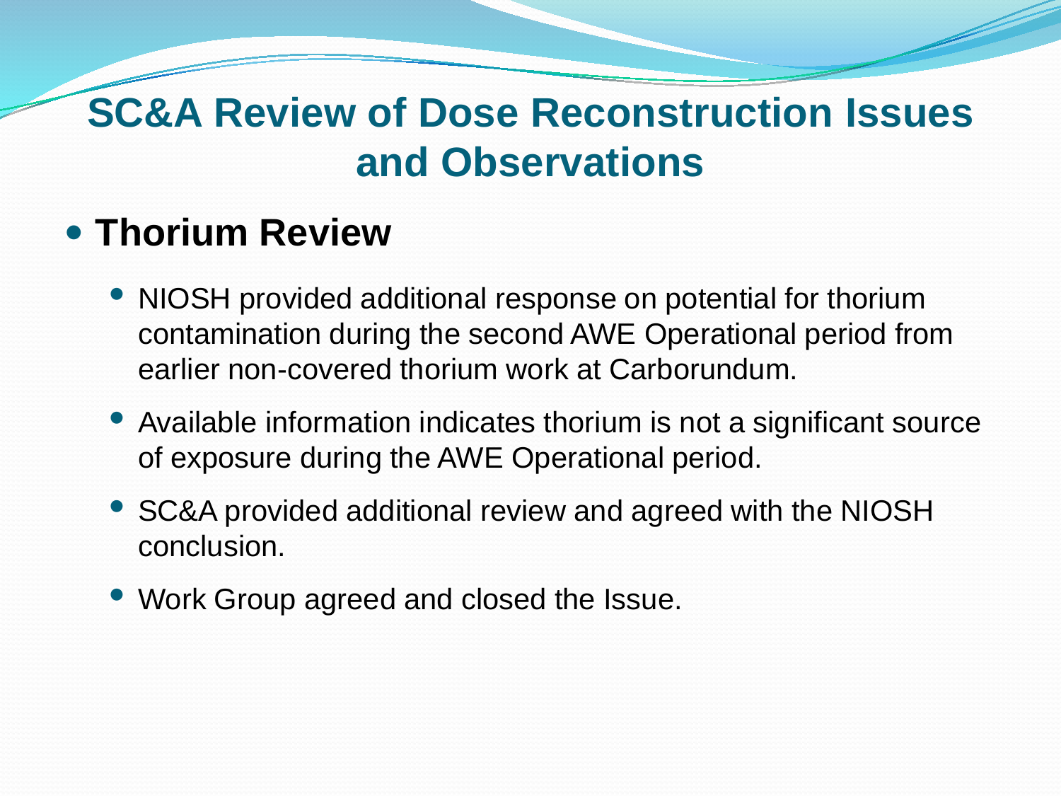# SC&A Review of Dose Reconstruction Issues and Observations

- **Thorium Review**
  - NIOSH provided additional response on potential for thorium contamination during the second AWE Operational period from earlier non-covered thorium work at Carborundum.
  - Available information indicates thorium is not a significant source of exposure during the AWE Operational period.
  - SC&A provided additional review and agreed with the NIOSH conclusion.
  - Work Group agreed and closed the Issue.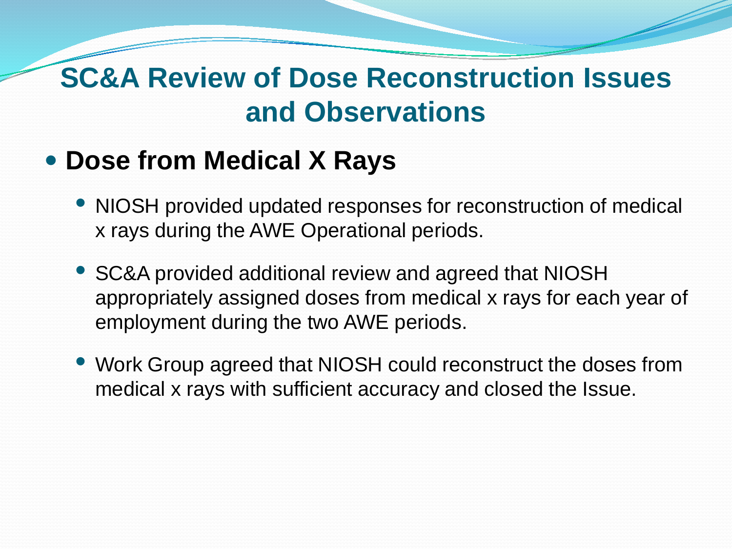# SC&A Review of Dose Reconstruction Issues and Observations

- **Dose from Medical X Rays**
  - NIOSH provided updated responses for reconstruction of medical x rays during the AWE Operational periods.
  - SC&A provided additional review and agreed that NIOSH appropriately assigned doses from medical x rays for each year of employment during the two AWE periods.
  - Work Group agreed that NIOSH could reconstruct the doses from medical x rays with sufficient accuracy and closed the Issue.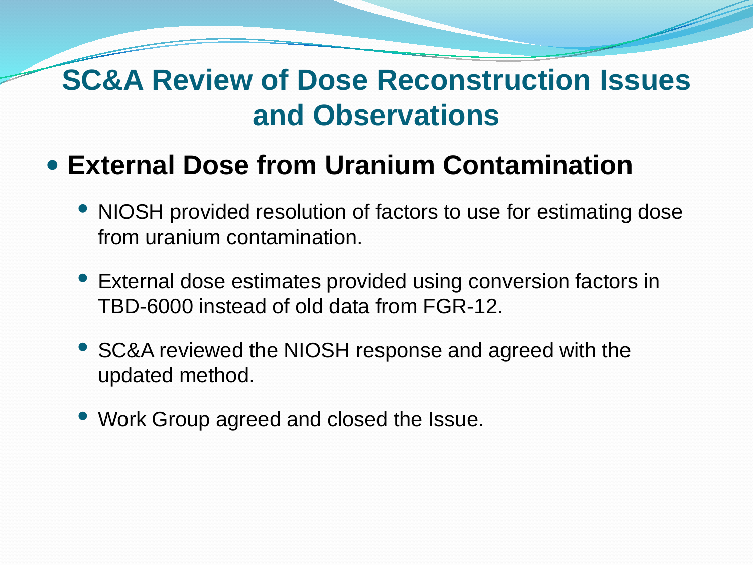# SC&A Review of Dose Reconstruction Issues and Observations

- **External Dose from Uranium Contamination**
  - NIOSH provided resolution of factors to use for estimating dose from uranium contamination.
  - External dose estimates provided using conversion factors in TBD-6000 instead of old data from FGR-12.
  - SC&A reviewed the NIOSH response and agreed with the updated method.
  - Work Group agreed and closed the Issue.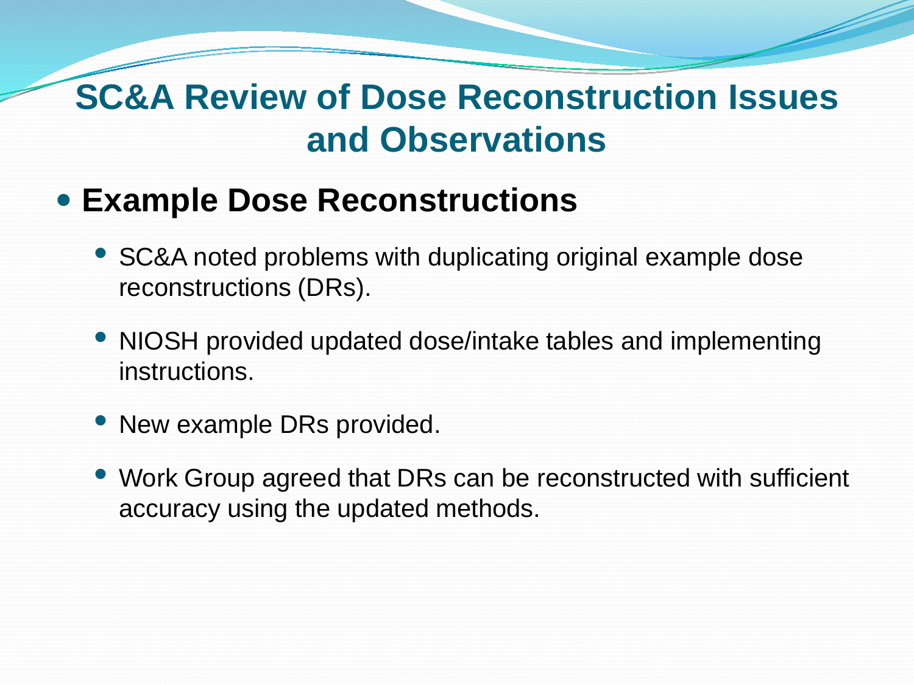# SC&A Review of Dose Reconstruction Issues and Observations

- **Example Dose Reconstructions**
  - SC&A noted problems with duplicating original example dose reconstructions (DRs).
  - NIOSH provided updated dose/intake tables and implementing instructions.
  - New example DRs provided.
  - Work Group agreed that DRs can be reconstructed with sufficient accuracy using the updated methods.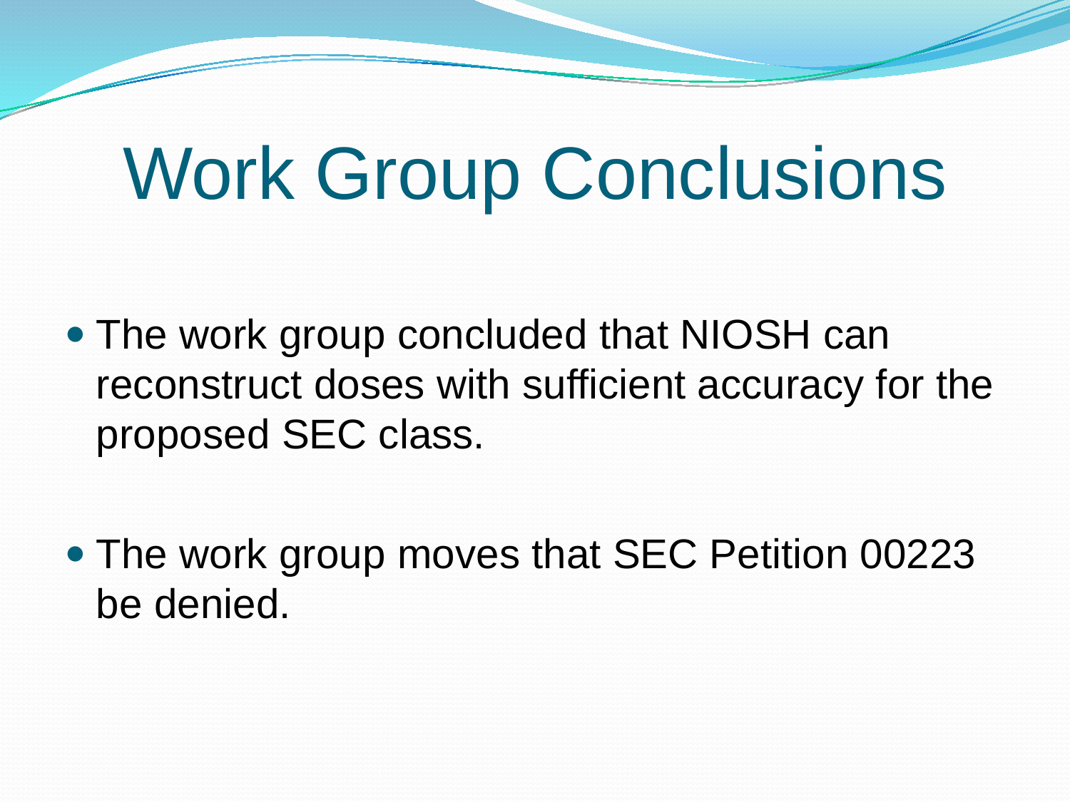# Work Group Conclusions

- The work group concluded that NIOSH can reconstruct doses with sufficient accuracy for the proposed SEC class.
- The work group moves that SEC Petition 00223 be denied.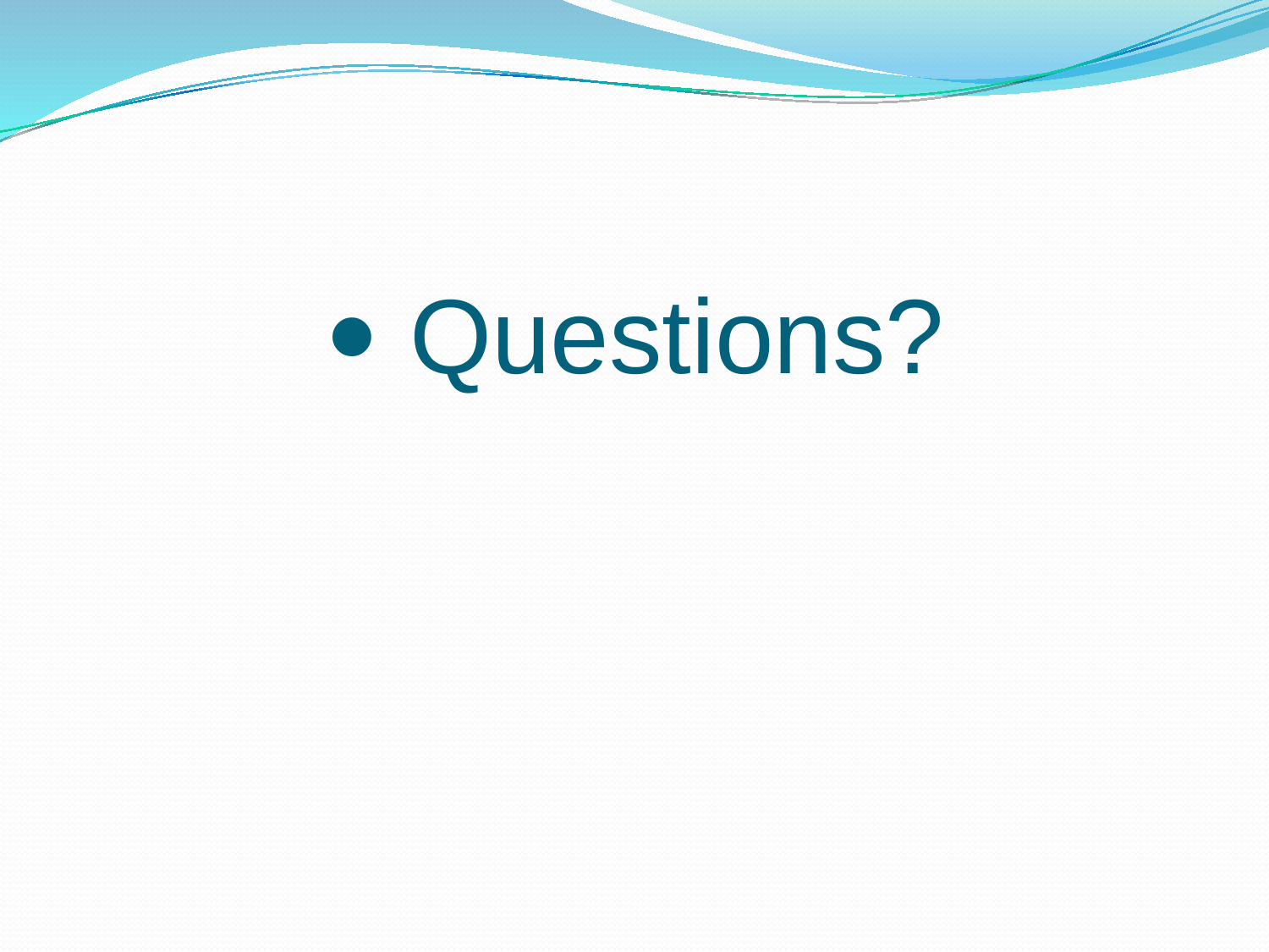- Questions?